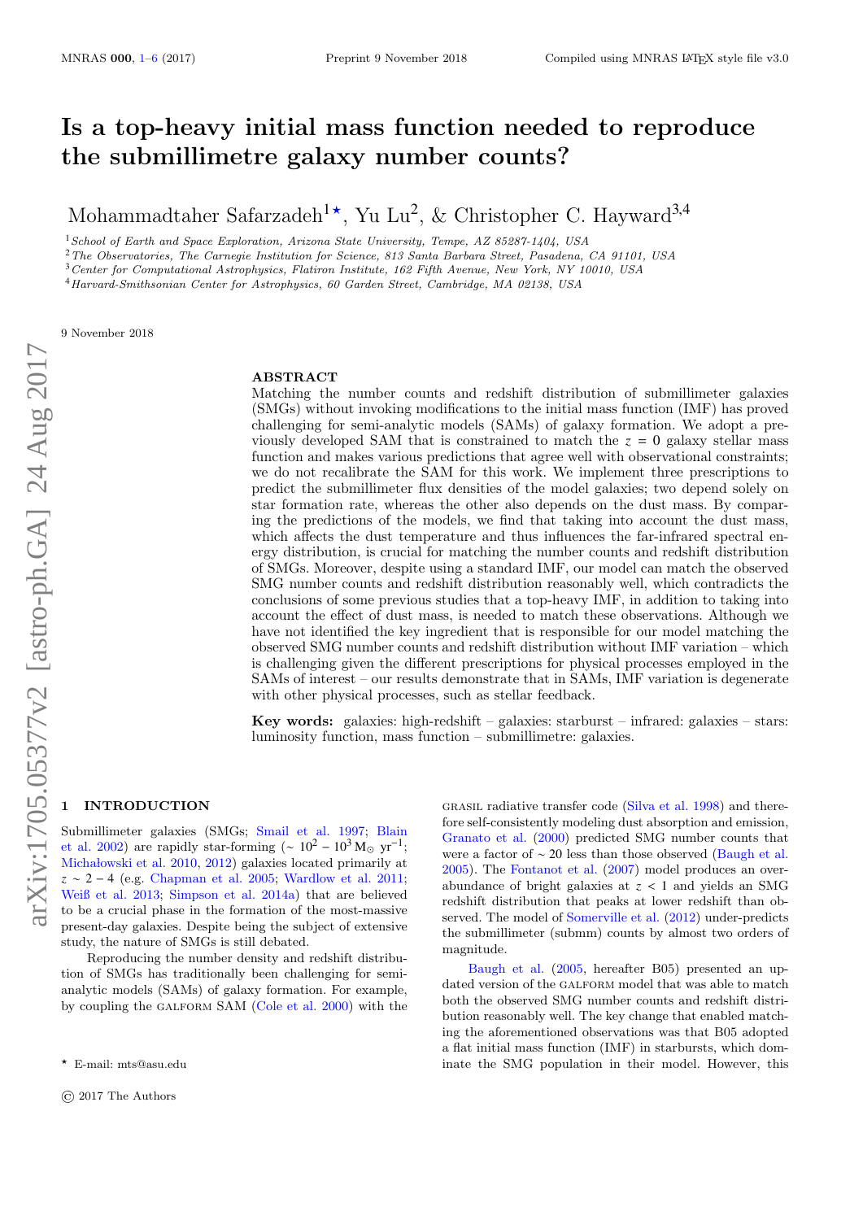# Is a top-heavy initial mass function needed to reproduce the submillimetre galaxy number counts?

Mohammadtaher Safarzadeh[1⋆], Yu Lu[2], & Christopher C. Hayward[3,4]

[1] School of Earth and Space Exploration, Arizona State University, Tempe, AZ 85287-1404, USA
[2] The Observatories, The Carnegie Institution for Science, 813 Santa Barbara Street, Pasadena, CA 91101, USA
[3] Center for Computational Astrophysics, Flatiron Institute, 162 Fifth Avenue, New York, NY 10010, USA
[4] Harvard-Smithsonian Center for Astrophysics, 60 Garden Street, Cambridge, MA 02138, USA

9 November 2018

## ABSTRACT

Matching the number counts and redshift distribution of submillimeter galaxies (SMGs) without invoking modifications to the initial mass function (IMF) has proved challenging for semi-analytic models (SAMs) of galaxy formation. We adopt a previously developed SAM that is constrained to match the $z = 0$ galaxy stellar mass function and makes various predictions that agree well with observational constraints; we do not recalibrate the SAM for this work. We implement three prescriptions to predict the submillimeter flux densities of the model galaxies; two depend solely on star formation rate, whereas the other also depends on the dust mass. By comparing the predictions of the models, we find that taking into account the dust mass, which affects the dust temperature and thus influences the far-infrared spectral energy distribution, is crucial for matching the number counts and redshift distribution of SMGs. Moreover, despite using a standard IMF, our model can match the observed SMG number counts and redshift distribution reasonably well, which contradicts the conclusions of some previous studies that a top-heavy IMF, in addition to taking into account the effect of dust mass, is needed to match these observations. Although we have not identified the key ingredient that is responsible for our model matching the observed SMG number counts and redshift distribution without IMF variation – which is challenging given the different prescriptions for physical processes employed in the SAMs of interest – our results demonstrate that in SAMs, IMF variation is degenerate with other physical processes, such as stellar feedback.

**Key words:** galaxies: high-redshift – galaxies: starburst – infrared: galaxies – stars: luminosity function, mass function – submillimetre: galaxies.

## 1 INTRODUCTION

Submillimeter galaxies (SMGs; Smail et al. 1997; Blain et al. 2002) are rapidly star-forming ($\sim 10^2 - 10^3\,\mathrm{M_\odot\,yr^{-1}}$; Michałowski et al. 2010, 2012) galaxies located primarily at $z \sim 2 - 4$ (e.g. Chapman et al. 2005; Wardlow et al. 2011; Weiß et al. 2013; Simpson et al. 2014a) that are believed to be a crucial phase in the formation of the most-massive present-day galaxies. Despite being the subject of extensive study, the nature of SMGs is still debated.

Reproducing the number density and redshift distribution of SMGs has traditionally been challenging for semi-analytic models (SAMs) of galaxy formation. For example, by coupling the GALFORM SAM (Cole et al. 2000) with the GRASIL radiative transfer code (Silva et al. 1998) and therefore self-consistently modeling dust absorption and emission, Granato et al. (2000) predicted SMG number counts that were a factor of $\sim 20$ less than those observed (Baugh et al. 2005). The Fontanot et al. (2007) model produces an overabundance of bright galaxies at $z < 1$ and yields an SMG redshift distribution that peaks at lower redshift than observed. The model of Somerville et al. (2012) under-predicts the submillimeter (submm) counts by almost two orders of magnitude.

Baugh et al. (2005, hereafter B05) presented an updated version of the GALFORM model that was able to match both the observed SMG number counts and redshift distribution reasonably well. The key change that enabled matching the aforementioned observations was that B05 adopted a flat initial mass function (IMF) in starbursts, which dominate the SMG population in their model. However, this

⋆ E-mail: mts@asu.edu

© 2017 The Authors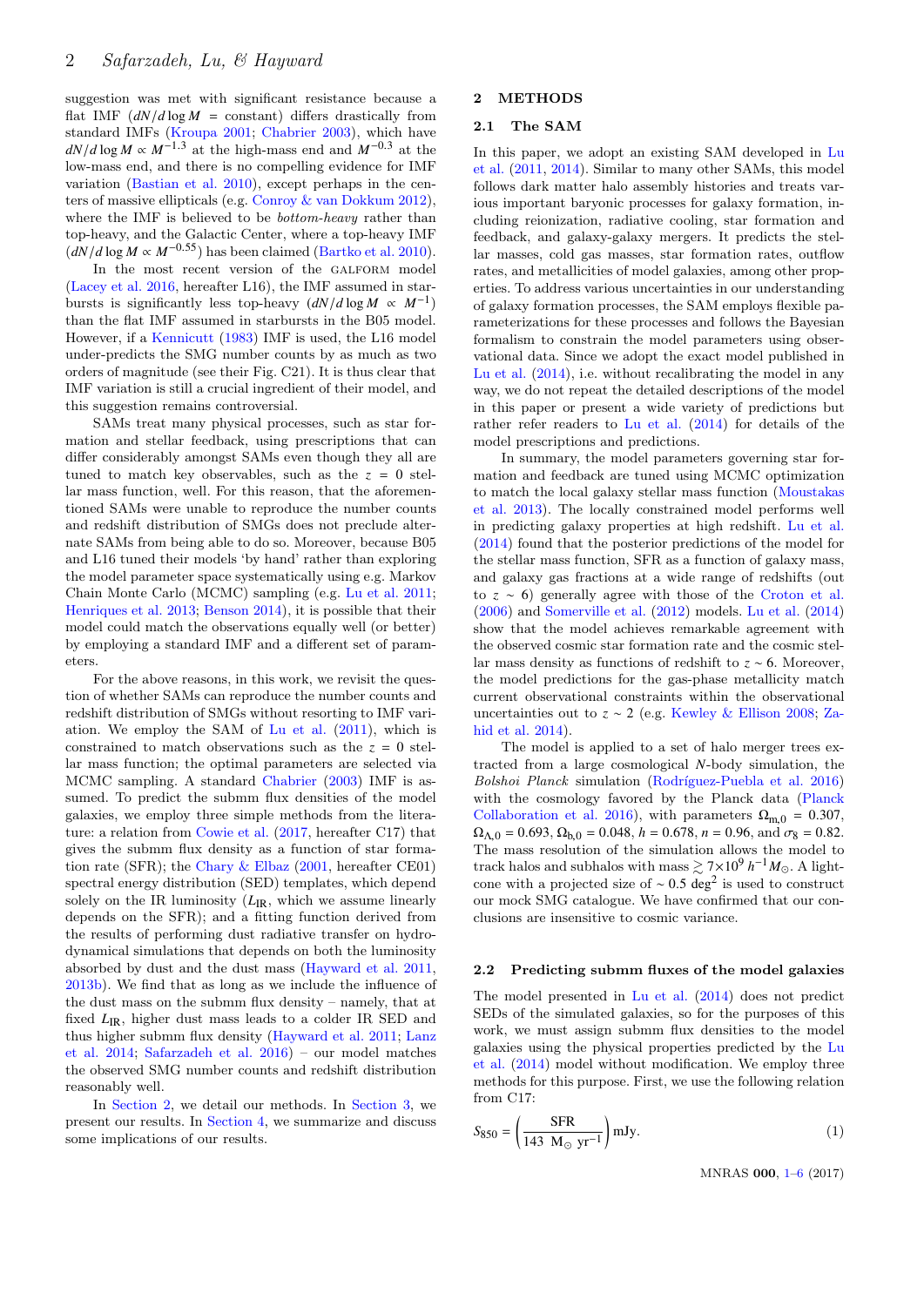suggestion was met with significant resistance because a flat IMF ($dN/d\log M$ = constant) differs drastically from standard IMFs (Kroupa 2001; Chabrier 2003), which have $dN/d\log M \propto M^{-1.3}$ at the high-mass end and $M^{-0.3}$ at the low-mass end, and there is no compelling evidence for IMF variation (Bastian et al. 2010), except perhaps in the centers of massive ellipticals (e.g. Conroy & van Dokkum 2012), where the IMF is believed to be *bottom-heavy* rather than top-heavy, and the Galactic Center, where a top-heavy IMF ($dN/d\log M \propto M^{-0.55}$) has been claimed (Bartko et al. 2010).

In the most recent version of the GALFORM model (Lacey et al. 2016, hereafter L16), the IMF assumed in starbursts is significantly less top-heavy ($dN/d\log M \propto M^{-1}$) than the flat IMF assumed in starbursts in the B05 model. However, if a Kennicutt (1983) IMF is used, the L16 model under-predicts the SMG number counts by as much as two orders of magnitude (see their Fig. C21). It is thus clear that IMF variation is still a crucial ingredient of their model, and this suggestion remains controversial.

SAMs treat many physical processes, such as star formation and stellar feedback, using prescriptions that can differ considerably amongst SAMs even though they all are tuned to match key observables, such as the $z = 0$ stellar mass function, well. For this reason, that the aforementioned SAMs were unable to reproduce the number counts and redshift distribution of SMGs does not preclude alternate SAMs from being able to do so. Moreover, because B05 and L16 tuned their models 'by hand' rather than exploring the model parameter space systematically using e.g. Markov Chain Monte Carlo (MCMC) sampling (e.g. Lu et al. 2011; Henriques et al. 2013; Benson 2014), it is possible that their model could match the observations equally well (or better) by employing a standard IMF and a different set of parameters.

For the above reasons, in this work, we revisit the question of whether SAMs can reproduce the number counts and redshift distribution of SMGs without resorting to IMF variation. We employ the SAM of Lu et al. (2011), which is constrained to match observations such as the $z = 0$ stellar mass function; the optimal parameters are selected via MCMC sampling. A standard Chabrier (2003) IMF is assumed. To predict the submm flux densities of the model galaxies, we employ three simple methods from the literature: a relation from Cowie et al. (2017, hereafter C17) that gives the submm flux density as a function of star formation rate (SFR); the Chary & Elbaz (2001, hereafter CE01) spectral energy distribution (SED) templates, which depend solely on the IR luminosity ($L_{\rm IR}$, which we assume linearly depends on the SFR); and a fitting function derived from the results of performing dust radiative transfer on hydrodynamical simulations that depends on both the luminosity absorbed by dust and the dust mass (Hayward et al. 2011, 2013b). We find that as long as we include the influence of the dust mass on the submm flux density – namely, that at fixed $L_{\rm IR}$, higher dust mass leads to a colder IR SED and thus higher submm flux density (Hayward et al. 2011; Lanz et al. 2014; Safarzadeh et al. 2016) – our model matches the observed SMG number counts and redshift distribution reasonably well.

In Section 2, we detail our methods. In Section 3, we present our results. In Section 4, we summarize and discuss some implications of our results.

## 2 METHODS

### 2.1 The SAM

In this paper, we adopt an existing SAM developed in Lu et al. (2011, 2014). Similar to many other SAMs, this model follows dark matter halo assembly histories and treats various important baryonic processes for galaxy formation, including reionization, radiative cooling, star formation and feedback, and galaxy-galaxy mergers. It predicts the stellar masses, cold gas masses, star formation rates, outflow rates, and metallicities of model galaxies, among other properties. To address various uncertainties in our understanding of galaxy formation processes, the SAM employs flexible parameterizations for these processes and follows the Bayesian formalism to constrain the model parameters using observational data. Since we adopt the exact model published in Lu et al. (2014), i.e. without recalibrating the model in any way, we do not repeat the detailed descriptions of the model in this paper or present a wide variety of predictions but rather refer readers to Lu et al. (2014) for details of the model prescriptions and predictions.

In summary, the model parameters governing star formation and feedback are tuned using MCMC optimization to match the local galaxy stellar mass function (Moustakas et al. 2013). The locally constrained model performs well in predicting galaxy properties at high redshift. Lu et al. (2014) found that the posterior predictions of the model for the stellar mass function, SFR as a function of galaxy mass, and galaxy gas fractions at a wide range of redshifts (out to $z \sim 6$) generally agree with those of the Croton et al. (2006) and Somerville et al. (2012) models. Lu et al. (2014) show that the model achieves remarkable agreement with the observed cosmic star formation rate and the cosmic stellar mass density as functions of redshift to $z \sim 6$. Moreover, the model predictions for the gas-phase metallicity match current observational constraints within the observational uncertainties out to $z \sim 2$ (e.g. Kewley & Ellison 2008; Zahid et al. 2014).

The model is applied to a set of halo merger trees extracted from a large cosmological $N$-body simulation, the *Bolshoi Planck* simulation (Rodríguez-Puebla et al. 2016) with the cosmology favored by the Planck data (Planck Collaboration et al. 2016), with parameters $\Omega_{\rm m,0} = 0.307$, $\Omega_{\Lambda,0} = 0.693$, $\Omega_{\rm b,0} = 0.048$, $h = 0.678$, $n = 0.96$, and $\sigma_8 = 0.82$. The mass resolution of the simulation allows the model to track halos and subhalos with mass $\gtrsim 7{\times}10^9\ h^{-1} M_\odot$. A light-cone with a projected size of $\sim 0.5$ deg$^2$ is used to construct our mock SMG catalogue. We have confirmed that our conclusions are insensitive to cosmic variance.

### 2.2 Predicting submm fluxes of the model galaxies

The model presented in Lu et al. (2014) does not predict SEDs of the simulated galaxies, so for the purposes of this work, we must assign submm flux densities to the model galaxies using the physical properties predicted by the Lu et al. (2014) model without modification. We employ three methods for this purpose. First, we use the following relation from C17:

$$S_{850} = \left(\frac{\rm SFR}{143\ {\rm M_\odot\ yr^{-1}}}\right) {\rm mJy}. \tag{1}$$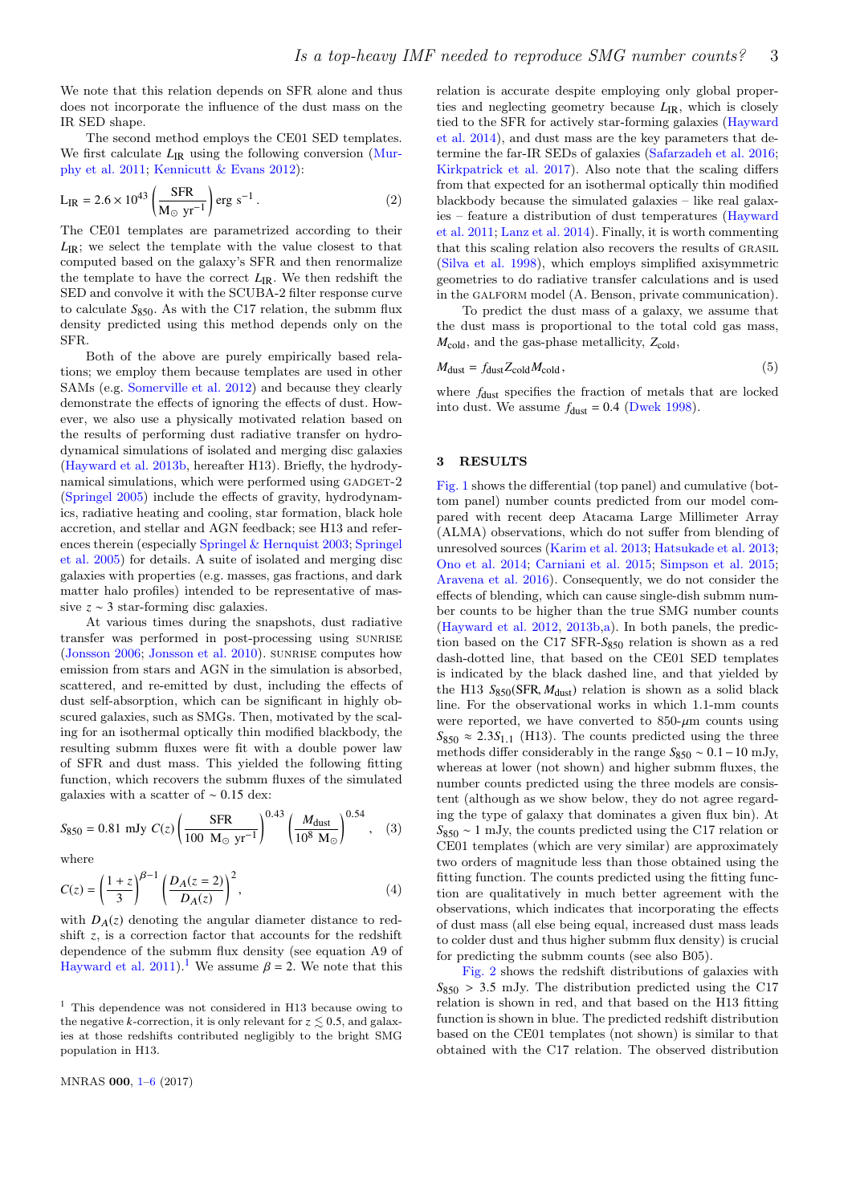We note that this relation depends on SFR alone and thus does not incorporate the influence of the dust mass on the IR SED shape.

The second method employs the CE01 SED templates. We first calculate $L_{\rm IR}$ using the following conversion (Murphy et al. 2011; Kennicutt & Evans 2012):

$$L_{\rm IR} = 2.6 \times 10^{43} \left(\frac{\rm SFR}{\rm M_{\odot}\ yr^{-1}}\right) {\rm erg\ s^{-1}}. \qquad (2)$$

The CE01 templates are parametrized according to their $L_{\rm IR}$; we select the template with the value closest to that computed based on the galaxy's SFR and then renormalize the template to have the correct $L_{\rm IR}$. We then redshift the SED and convolve it with the SCUBA-2 filter response curve to calculate $S_{850}$. As with the C17 relation, the submm flux density predicted using this method depends only on the SFR.

Both of the above are purely empirically based relations; we employ them because templates are used in other SAMs (e.g. Somerville et al. 2012) and because they clearly demonstrate the effects of ignoring the effects of dust. However, we also use a physically motivated relation based on the results of performing dust radiative transfer on hydrodynamical simulations of isolated and merging disc galaxies (Hayward et al. 2013b, hereafter H13). Briefly, the hydrodynamical simulations, which were performed using GADGET-2 (Springel 2005) include the effects of gravity, hydrodynamics, radiative heating and cooling, star formation, black hole accretion, and stellar and AGN feedback; see H13 and references therein (especially Springel & Hernquist 2003; Springel et al. 2005) for details. A suite of isolated and merging disc galaxies with properties (e.g. masses, gas fractions, and dark matter halo profiles) intended to be representative of massive $z \sim 3$ star-forming disc galaxies.

At various times during the snapshots, dust radiative transfer was performed in post-processing using SUNRISE (Jonsson 2006; Jonsson et al. 2010). SUNRISE computes how emission from stars and AGN in the simulation is absorbed, scattered, and re-emitted by dust, including the effects of dust self-absorption, which can be significant in highly obscured galaxies, such as SMGs. Then, motivated by the scaling for an isothermal optically thin modified blackbody, the resulting submm fluxes were fit with a double power law of SFR and dust mass. This yielded the following fitting function, which recovers the submm fluxes of the simulated galaxies with a scatter of $\sim 0.15$ dex:

$$S_{850} = 0.81\ {\rm mJy}\ C(z) \left(\frac{\rm SFR}{100\ {\rm M_{\odot}\ yr^{-1}}}\right)^{0.43} \left(\frac{M_{\rm dust}}{10^{8}\ {\rm M_{\odot}}}\right)^{0.54}, \qquad (3)$$

where

$$C(z) = \left(\frac{1+z}{3}\right)^{\beta - 1} \left(\frac{D_A(z=2)}{D_A(z)}\right)^{2}, \qquad (4)$$

with $D_A(z)$ denoting the angular diameter distance to redshift $z$, is a correction factor that accounts for the redshift dependence of the submm flux density (see equation A9 of Hayward et al. 2011).[1] We assume $\beta = 2$. We note that this relation is accurate despite employing only global properties and neglecting geometry because $L_{\rm IR}$, which is closely tied to the SFR for actively star-forming galaxies (Hayward et al. 2014), and dust mass are the key parameters that determine the far-IR SEDs of galaxies (Safarzadeh et al. 2016; Kirkpatrick et al. 2017). Also note that the scaling differs from that expected for an isothermal optically thin modified blackbody because the simulated galaxies – like real galaxies – feature a distribution of dust temperatures (Hayward et al. 2011; Lanz et al. 2014). Finally, it is worth commenting that this scaling relation also recovers the results of GRASIL (Silva et al. 1998), which employs simplified axisymmetric geometries to do radiative transfer calculations and is used in the GALFORM model (A. Benson, private communication).

To predict the dust mass of a galaxy, we assume that the dust mass is proportional to the total cold gas mass, $M_{\rm cold}$, and the gas-phase metallicity, $Z_{\rm cold}$,

$$M_{\rm dust} = f_{\rm dust} Z_{\rm cold} M_{\rm cold}, \qquad (5)$$

where $f_{\rm dust}$ specifies the fraction of metals that are locked into dust. We assume $f_{\rm dust} = 0.4$ (Dwek 1998).

## 3 RESULTS

Fig. 1 shows the differential (top panel) and cumulative (bottom panel) number counts predicted from our model compared with recent deep Atacama Large Millimeter Array (ALMA) observations, which do not suffer from blending of unresolved sources (Karim et al. 2013; Hatsukade et al. 2013; Ono et al. 2014; Carniani et al. 2015; Simpson et al. 2015; Aravena et al. 2016). Consequently, we do not consider the effects of blending, which can cause single-dish submm number counts to be higher than the true SMG number counts (Hayward et al. 2012, 2013b,a). In both panels, the prediction based on the C17 SFR-$S_{850}$ relation is shown as a red dash-dotted line, that based on the CE01 SED templates is indicated by the black dashed line, and that yielded by the H13 $S_{850}$(SFR, $M_{\rm dust}$) relation is shown as a solid black line. For the observational works in which 1.1-mm counts were reported, we have converted to 850-$\mu$m counts using $S_{850} \approx 2.3 S_{1.1}$ (H13). The counts predicted using the three methods differ considerably in the range $S_{850} \sim 0.1-10$ mJy, whereas at lower (not shown) and higher submm fluxes, the number counts predicted using the three models are consistent (although as we show below, they do not agree regarding the type of galaxy that dominates a given flux bin). At $S_{850} \sim 1$ mJy, the counts predicted using the C17 relation or CE01 templates (which are very similar) are approximately two orders of magnitude less than those obtained using the fitting function. The counts predicted using the fitting function are qualitatively in much better agreement with the observations, which indicates that incorporating the effects of dust mass (all else being equal, increased dust mass leads to colder dust and thus higher submm flux density) is crucial for predicting the submm counts (see also B05).

Fig. 2 shows the redshift distributions of galaxies with $S_{850} > 3.5$ mJy. The distribution predicted using the C17 relation is shown in red, and that based on the H13 fitting function is shown in blue. The predicted redshift distribution based on the CE01 templates (not shown) is similar to that obtained with the C17 relation. The observed distribution

[1] This dependence was not considered in H13 because owing to the negative $k$-correction, it is only relevant for $z \lesssim 0.5$, and galaxies at those redshifts contributed negligibly to the bright SMG population in H13.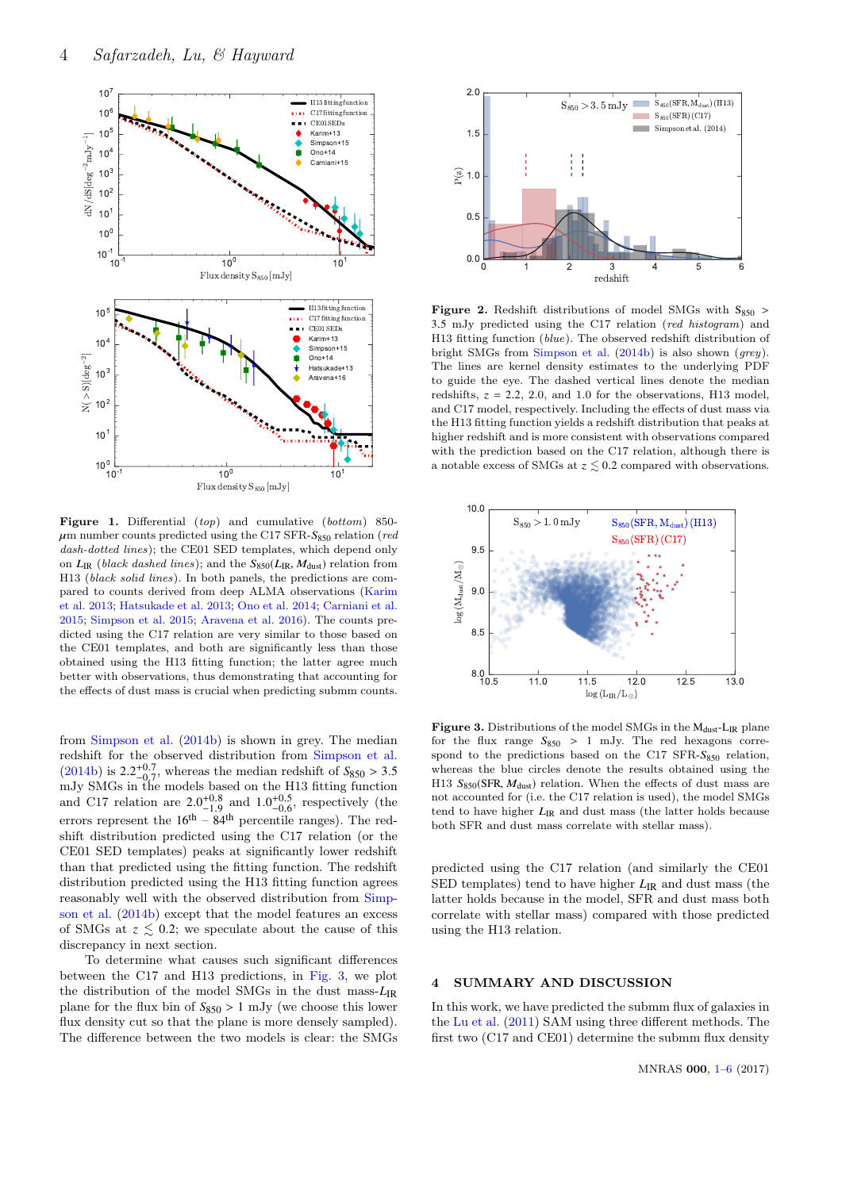**Figure 1.** Differential (*top*) and cumulative (*bottom*) 850-$\mu$m number counts predicted using the C17 SFR-$S_{850}$ relation (*red dash-dotted lines*); the CE01 SED templates, which depend only on $L_{\rm IR}$ (*black dashed lines*); and the $S_{850}(L_{\rm IR}, M_{\rm dust})$ relation from H13 (*black solid lines*). In both panels, the predictions are compared to counts derived from deep ALMA observations (Karim et al. 2013; Hatsukade et al. 2013; Ono et al. 2014; Carniani et al. 2015; Simpson et al. 2015; Aravena et al. 2016). The counts predicted using the C17 relation are very similar to those based on the CE01 templates, and both are significantly less than those obtained using the H13 fitting function; the latter agree much better with observations, thus demonstrating that accounting for the effects of dust mass is crucial when predicting submm counts.

from Simpson et al. (2014b) is shown in grey. The median redshift for the observed distribution from Simpson et al. (2014b) is $2.2^{+0.7}_{-0.7}$, whereas the median redshift of $S_{850} > 3.5$ mJy SMGs in the models based on the H13 fitting function and C17 relation are $2.0^{+0.8}_{-1.9}$ and $1.0^{+0.5}_{-0.6}$, respectively (the errors represent the 16$^{\rm th}$ – 84$^{\rm th}$ percentile ranges). The redshift distribution predicted using the C17 relation (or the CE01 SED templates) peaks at significantly lower redshift than that predicted using the fitting function. The redshift distribution predicted using the H13 fitting function agrees reasonably well with the observed distribution from Simpson et al. (2014b) except that the model features an excess of SMGs at $z \lesssim 0.2$; we speculate about the cause of this discrepancy in next section.

To determine what causes such significant differences between the C17 and H13 predictions, in Fig. 3, we plot the distribution of the model SMGs in the dust mass-$L_{\rm IR}$ plane for the flux bin of $S_{850} > 1$ mJy (we choose this lower flux density cut so that the plane is more densely sampled). The difference between the two models is clear: the SMGs

**Figure 2.** Redshift distributions of model SMGs with $S_{850} > 3.5$ mJy predicted using the C17 relation (*red histogram*) and H13 fitting function (*blue*). The observed redshift distribution of bright SMGs from Simpson et al. (2014b) is also shown (*grey*). The lines are kernel density estimates to the underlying PDF to guide the eye. The dashed vertical lines denote the median redshifts, $z$ = 2.2, 2.0, and 1.0 for the observations, H13 model, and C17 model, respectively. Including the effects of dust mass via the H13 fitting function yields a redshift distribution that peaks at higher redshift and is more consistent with observations compared with the prediction based on the C17 relation, although there is a notable excess of SMGs at $z \lesssim 0.2$ compared with observations.

**Figure 3.** Distributions of the model SMGs in the $M_{\rm dust}$-$L_{\rm IR}$ plane for the flux range $S_{850} > 1$ mJy. The red hexagons correspond to the predictions based on the C17 SFR-$S_{850}$ relation, whereas the blue circles denote the results obtained using the H13 $S_{850}$(SFR, $M_{\rm dust}$) relation. When the effects of dust mass are not accounted for (i.e. the C17 relation is used), the model SMGs tend to have higher $L_{\rm IR}$ and dust mass (the latter holds because both SFR and dust mass correlate with stellar mass).

predicted using the C17 relation (and similarly the CE01 SED templates) tend to have higher $L_{\rm IR}$ and dust mass (the latter holds because in the model, SFR and dust mass both correlate with stellar mass) compared with those predicted using the H13 relation.

## 4 SUMMARY AND DISCUSSION

In this work, we have predicted the submm flux of galaxies in the Lu et al. (2011) SAM using three different methods. The first two (C17 and CE01) determine the submm flux density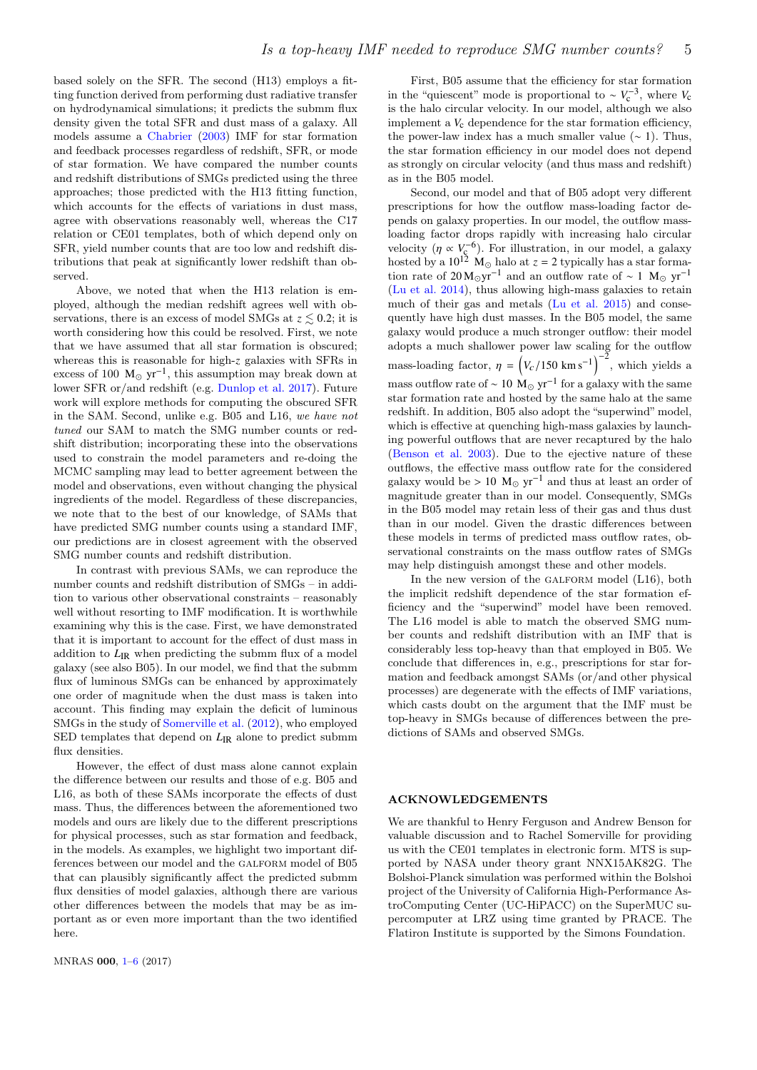based solely on the SFR. The second (H13) employs a fitting function derived from performing dust radiative transfer on hydrodynamical simulations; it predicts the submm flux density given the total SFR and dust mass of a galaxy. All models assume a Chabrier (2003) IMF for star formation and feedback processes regardless of redshift, SFR, or mode of star formation. We have compared the number counts and redshift distributions of SMGs predicted using the three approaches; those predicted with the H13 fitting function, which accounts for the effects of variations in dust mass, agree with observations reasonably well, whereas the C17 relation or CE01 templates, both of which depend only on SFR, yield number counts that are too low and redshift distributions that peak at significantly lower redshift than observed.

Above, we noted that when the H13 relation is employed, although the median redshift agrees well with observations, there is an excess of model SMGs at $z \lesssim 0.2$; it is worth considering how this could be resolved. First, we note that we have assumed that all star formation is obscured; whereas this is reasonable for high-$z$ galaxies with SFRs in excess of 100 $M_{\odot}$ yr$^{-1}$, this assumption may break down at lower SFR or/and redshift (e.g. Dunlop et al. 2017). Future work will explore methods for computing the obscured SFR in the SAM. Second, unlike e.g. B05 and L16, *we have not tuned* our SAM to match the SMG number counts or redshift distribution; incorporating these into the observations used to constrain the model parameters and re-doing the MCMC sampling may lead to better agreement between the model and observations, even without changing the physical ingredients of the model. Regardless of these discrepancies, we note that to the best of our knowledge, of SAMs that have predicted SMG number counts using a standard IMF, our predictions are in closest agreement with the observed SMG number counts and redshift distribution.

In contrast with previous SAMs, we can reproduce the number counts and redshift distribution of SMGs – in addition to various other observational constraints – reasonably well without resorting to IMF modification. It is worthwhile examining why this is the case. First, we have demonstrated that it is important to account for the effect of dust mass in addition to $L_{\rm IR}$ when predicting the submm flux of a model galaxy (see also B05). In our model, we find that the submm flux of luminous SMGs can be enhanced by approximately one order of magnitude when the dust mass is taken into account. This finding may explain the deficit of luminous SMGs in the study of Somerville et al. (2012), who employed SED templates that depend on $L_{\rm IR}$ alone to predict submm flux densities.

However, the effect of dust mass alone cannot explain the difference between our results and those of e.g. B05 and L16, as both of these SAMs incorporate the effects of dust mass. Thus, the differences between the aforementioned two models and ours are likely due to the different prescriptions for physical processes, such as star formation and feedback, in the models. As examples, we highlight two important differences between our model and the GALFORM model of B05 that can plausibly significantly affect the predicted submm flux densities of model galaxies, although there are various other differences between the models that may be as important as or even more important than the two identified here.

First, B05 assume that the efficiency for star formation in the "quiescent" mode is proportional to $\sim V_{\rm c}^{-3}$, where $V_{\rm c}$ is the halo circular velocity. In our model, although we also implement a $V_{\rm c}$ dependence for the star formation efficiency, the power-law index has a much smaller value ($\sim 1$). Thus, the star formation efficiency in our model does not depend as strongly on circular velocity (and thus mass and redshift) as in the B05 model.

Second, our model and that of B05 adopt very different prescriptions for how the outflow mass-loading factor depends on galaxy properties. In our model, the outflow mass-loading factor drops rapidly with increasing halo circular velocity ($\eta \propto V_{\rm c}^{-6}$). For illustration, in our model, a galaxy hosted by a $10^{12}$ $M_{\odot}$ halo at $z = 2$ typically has a star formation rate of $20\,M_{\odot}{\rm yr}^{-1}$ and an outflow rate of $\sim 1$ $M_{\odot}$ yr$^{-1}$ (Lu et al. 2014), thus allowing high-mass galaxies to retain much of their gas and metals (Lu et al. 2015) and consequently have high dust masses. In the B05 model, the same galaxy would produce a much stronger outflow: their model adopts a much shallower power law scaling for the outflow mass-loading factor, $\eta = \left(V_c/150\ {\rm km\,s^{-1}}\right)^{-2}$, which yields a mass outflow rate of $\sim 10$ $M_{\odot}$ yr$^{-1}$ for a galaxy with the same star formation rate and hosted by the same halo at the same redshift. In addition, B05 also adopt the "superwind" model, which is effective at quenching high-mass galaxies by launching powerful outflows that are never recaptured by the halo (Benson et al. 2003). Due to the ejective nature of these outflows, the effective mass outflow rate for the considered galaxy would be $> 10$ $M_{\odot}$ yr$^{-1}$ and thus at least an order of magnitude greater than in our model. Consequently, SMGs in the B05 model may retain less of their gas and thus dust than in our model. Given the drastic differences between these models in terms of predicted mass outflow rates, observational constraints on the mass outflow rates of SMGs may help distinguish amongst these and other models.

In the new version of the GALFORM model (L16), both the implicit redshift dependence of the star formation efficiency and the "superwind" model have been removed. The L16 model is able to match the observed SMG number counts and redshift distribution with an IMF that is considerably less top-heavy than that employed in B05. We conclude that differences in, e.g., prescriptions for star formation and feedback amongst SAMs (or/and other physical processes) are degenerate with the effects of IMF variations, which casts doubt on the argument that the IMF must be top-heavy in SMGs because of differences between the predictions of SAMs and observed SMGs.

## ACKNOWLEDGEMENTS

We are thankful to Henry Ferguson and Andrew Benson for valuable discussion and to Rachel Somerville for providing us with the CE01 templates in electronic form. MTS is supported by NASA under theory grant NNX15AK82G. The Bolshoi-Planck simulation was performed within the Bolshoi project of the University of California High-Performance AstroComputing Center (UC-HiPACC) on the SuperMUC supercomputer at LRZ using time granted by PRACE. The Flatiron Institute is supported by the Simons Foundation.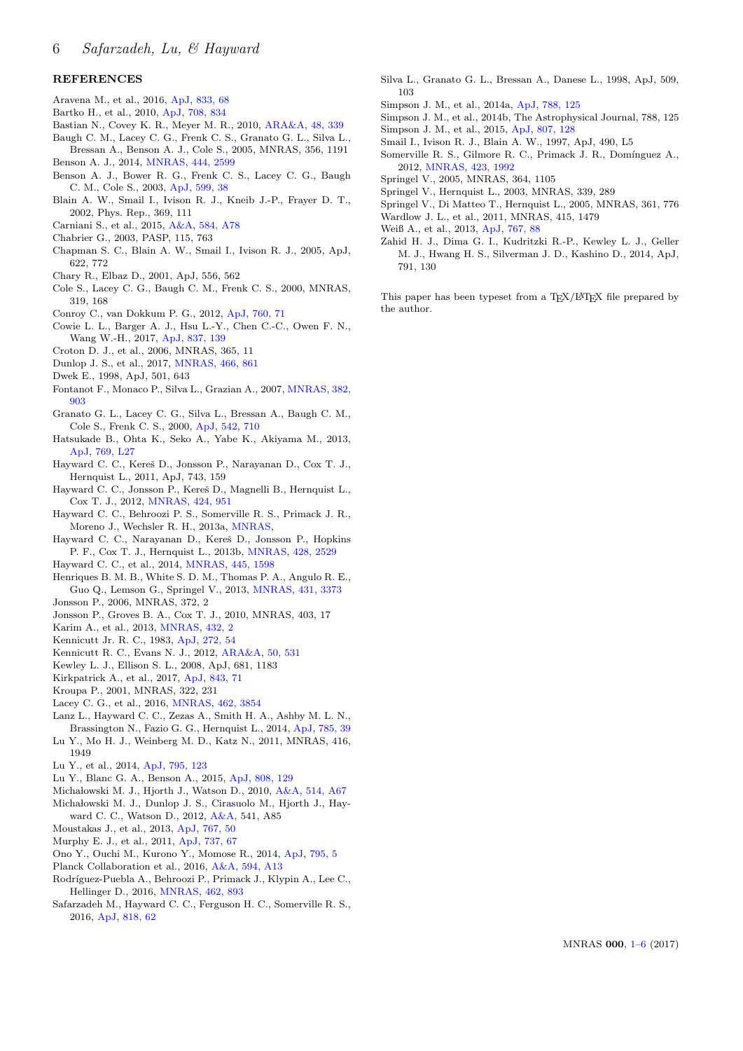## REFERENCES

Aravena M., et al., 2016, ApJ, 833, 68

Bartko H., et al., 2010, ApJ, 708, 834

Bastian N., Covey K. R., Meyer M. R., 2010, ARA&A, 48, 339

Baugh C. M., Lacey C. G., Frenk C. S., Granato G. L., Silva L., Bressan A., Benson A. J., Cole S., 2005, MNRAS, 356, 1191

Benson A. J., 2014, MNRAS, 444, 2599

Benson A. J., Bower R. G., Frenk C. S., Lacey C. G., Baugh C. M., Cole S., 2003, ApJ, 599, 38

Blain A. W., Smail I., Ivison R. J., Kneib J.-P., Frayer D. T., 2002, Phys. Rep., 369, 111

Carniani S., et al., 2015, A&A, 584, A78

Chabrier G., 2003, PASP, 115, 763

Chapman S. C., Blain A. W., Smail I., Ivison R. J., 2005, ApJ, 622, 772

Chary R., Elbaz D., 2001, ApJ, 556, 562

Cole S., Lacey C. G., Baugh C. M., Frenk C. S., 2000, MNRAS, 319, 168

Conroy C., van Dokkum P. G., 2012, ApJ, 760, 71

Cowie L. L., Barger A. J., Hsu L.-Y., Chen C.-C., Owen F. N., Wang W.-H., 2017, ApJ, 837, 139

Croton D. J., et al., 2006, MNRAS, 365, 11

Dunlop J. S., et al., 2017, MNRAS, 466, 861

Dwek E., 1998, ApJ, 501, 643

Fontanot F., Monaco P., Silva L., Grazian A., 2007, MNRAS, 382, 903

Granato G. L., Lacey C. G., Silva L., Bressan A., Baugh C. M., Cole S., Frenk C. S., 2000, ApJ, 542, 710

Hatsukade B., Ohta K., Seko A., Yabe K., Akiyama M., 2013, ApJ, 769, L27

Hayward C. C., Kereš D., Jonsson P., Narayanan D., Cox T. J., Hernquist L., 2011, ApJ, 743, 159

Hayward C. C., Jonsson P., Kereš D., Magnelli B., Hernquist L., Cox T. J., 2012, MNRAS, 424, 951

Hayward C. C., Behroozi P. S., Somerville R. S., Primack J. R., Moreno J., Wechsler R. H., 2013a, MNRAS,

Hayward C. C., Narayanan D., Kereš D., Jonsson P., Hopkins P. F., Cox T. J., Hernquist L., 2013b, MNRAS, 428, 2529

Hayward C. C., et al., 2014, MNRAS, 445, 1598

Henriques B. M. B., White S. D. M., Thomas P. A., Angulo R. E., Guo Q., Lemson G., Springel V., 2013, MNRAS, 431, 3373

Jonsson P., 2006, MNRAS, 372, 2

Jonsson P., Groves B. A., Cox T. J., 2010, MNRAS, 403, 17

Karim A., et al., 2013, MNRAS, 432, 2

Kennicutt Jr. R. C., 1983, ApJ, 272, 54

Kennicutt R. C., Evans N. J., 2012, ARA&A, 50, 531

Kewley L. J., Ellison S. L., 2008, ApJ, 681, 1183

Kirkpatrick A., et al., 2017, ApJ, 843, 71

Kroupa P., 2001, MNRAS, 322, 231

Lacey C. G., et al., 2016, MNRAS, 462, 3854

Lanz L., Hayward C. C., Zezas A., Smith H. A., Ashby M. L. N., Brassington N., Fazio G. G., Hernquist L., 2014, ApJ, 785, 39

Lu Y., Mo H. J., Weinberg M. D., Katz N., 2011, MNRAS, 416, 1949

Lu Y., et al., 2014, ApJ, 795, 123

Lu Y., Blanc G. A., Benson A., 2015, ApJ, 808, 129

Michałowski M. J., Hjorth J., Watson D., 2010, A&A, 514, A67

Michałowski M. J., Dunlop J. S., Cirasuolo M., Hjorth J., Hayward C. C., Watson D., 2012, A&A, 541, A85

Moustakas J., et al., 2013, ApJ, 767, 50

Murphy E. J., et al., 2011, ApJ, 737, 67

Ono Y., Ouchi M., Kurono Y., Momose R., 2014, ApJ, 795, 5

Planck Collaboration et al., 2016, A&A, 594, A13

Rodríguez-Puebla A., Behroozi P., Primack J., Klypin A., Lee C., Hellinger D., 2016, MNRAS, 462, 893

Safarzadeh M., Hayward C. C., Ferguson H. C., Somerville R. S., 2016, ApJ, 818, 62

Silva L., Granato G. L., Bressan A., Danese L., 1998, ApJ, 509, 103

Simpson J. M., et al., 2014a, ApJ, 788, 125

Simpson J. M., et al., 2014b, The Astrophysical Journal, 788, 125

Simpson J. M., et al., 2015, ApJ, 807, 128

Smail I., Ivison R. J., Blain A. W., 1997, ApJ, 490, L5

Somerville R. S., Gilmore R. C., Primack J. R., Domínguez A., 2012, MNRAS, 423, 1992

Springel V., 2005, MNRAS, 364, 1105

Springel V., Hernquist L., 2003, MNRAS, 339, 289

Springel V., Di Matteo T., Hernquist L., 2005, MNRAS, 361, 776

Wardlow J. L., et al., 2011, MNRAS, 415, 1479

Weiß A., et al., 2013, ApJ, 767, 88

Zahid H. J., Dima G. I., Kudritzki R.-P., Kewley L. J., Geller M. J., Hwang H. S., Silverman J. D., Kashino D., 2014, ApJ, 791, 130

This paper has been typeset from a TEX/LATEX file prepared by the author.